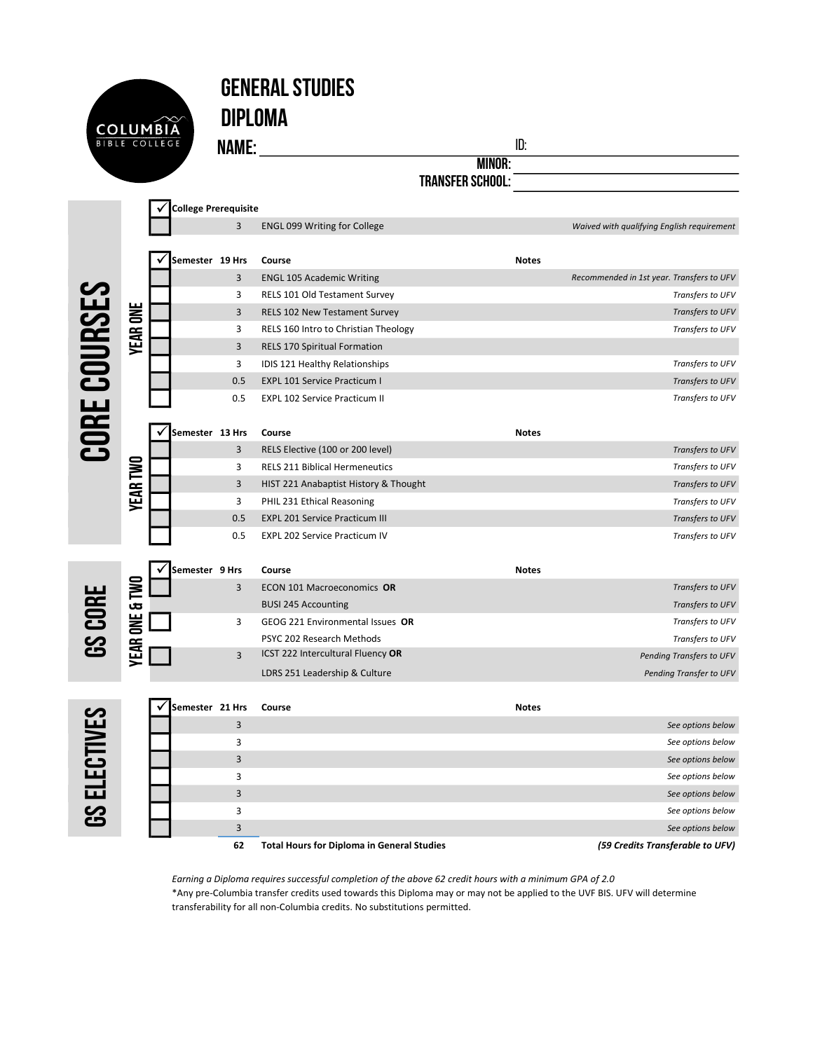# GENERAL STUDIES DIPLOMA

COLUMBIA BIBLE COLLEGE

**NAME:** ______________________ **ID:** ______________________

**MINOR:** ______________________

**TRANSFER SCHOOL:** ______________________

## College Prerequisite

| ✓ | Hrs | Course | Notes |
|---|---|---|---|
| ☐ | 3 | ENGL 099 Writing for College | *Waived with qualifying English requirement* |

## CORE COURSES

### YEAR ONE

| ✓ Semester | 19 Hrs | Course | Notes |
|---|---|---|---|
| ☐ | 3 | ENGL 105 Academic Writing | *Recommended in 1st year. Transfers to UFV* |
| ☐ | 3 | RELS 101 Old Testament Survey | *Transfers to UFV* |
| ☐ | 3 | RELS 102 New Testament Survey | *Transfers to UFV* |
| ☐ | 3 | RELS 160 Intro to Christian Theology | *Transfers to UFV* |
| ☐ | 3 | RELS 170 Spiritual Formation | |
| ☐ | 3 | IDIS 121 Healthy Relationships | *Transfers to UFV* |
| ☐ | 0.5 | EXPL 101 Service Practicum I | *Transfers to UFV* |
| ☐ | 0.5 | EXPL 102 Service Practicum II | *Transfers to UFV* |

### YEAR TWO

| ✓ Semester | 13 Hrs | Course | Notes |
|---|---|---|---|
| ☐ | 3 | RELS Elective (100 or 200 level) | *Transfers to UFV* |
| ☐ | 3 | RELS 211 Biblical Hermeneutics | *Transfers to UFV* |
| ☐ | 3 | HIST 221 Anabaptist History & Thought | *Transfers to UFV* |
| ☐ | 3 | PHIL 231 Ethical Reasoning | *Transfers to UFV* |
| ☐ | 0.5 | EXPL 201 Service Practicum III | *Transfers to UFV* |
| ☐ | 0.5 | EXPL 202 Service Practicum IV | *Transfers to UFV* |

## GS CORE

### YEAR ONE & TWO

| ✓ Semester | 9 Hrs | Course | Notes |
|---|---|---|---|
| ☐ | 3 | ECON 101 Macroeconomics **OR** | *Transfers to UFV* |
| | | BUSI 245 Accounting | *Transfers to UFV* |
| ☐ | 3 | GEOG 221 Environmental Issues **OR** | *Transfers to UFV* |
| | | PSYC 202 Research Methods | *Transfers to UFV* |
| ☐ | 3 | ICST 222 Intercultural Fluency **OR** | *Pending Transfers to UFV* |
| | | LDRS 251 Leadership & Culture | *Pending Transfer to UFV* |

## GS ELECTIVES

| ✓ Semester | 21 Hrs | Course | Notes |
|---|---|---|---|
| ☐ | 3 | | *See options below* |
| ☐ | 3 | | *See options below* |
| ☐ | 3 | | *See options below* |
| ☐ | 3 | | *See options below* |
| ☐ | 3 | | *See options below* |
| ☐ | 3 | | *See options below* |
| ☐ | 3 | | *See options below* |
| | **62** | **Total Hours for Diploma in General Studies** | ***(59 Credits Transferable to UFV)*** |

*Earning a Diploma requires successful completion of the above 62 credit hours with a minimum GPA of 2.0*

*Any pre-Columbia transfer credits used towards this Diploma may or may not be applied to the UVF BIS. UFV will determine transferability for all non-Columbia credits. No substitutions permitted.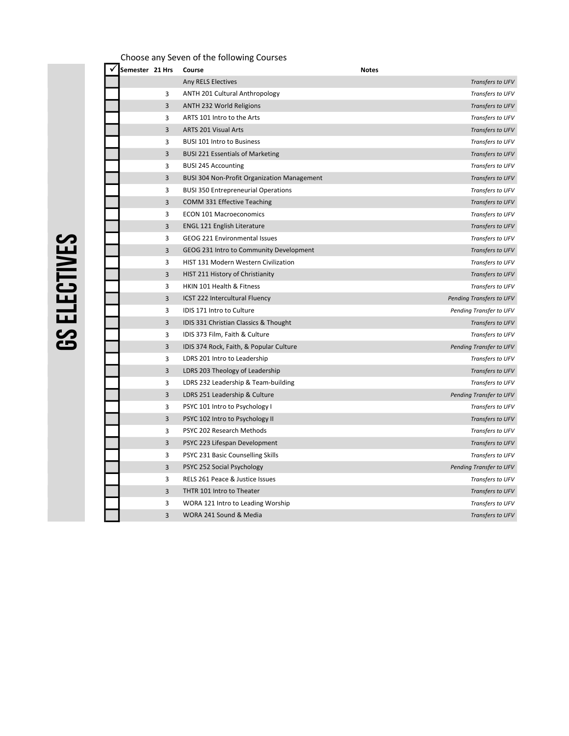# GS ELECTIVES

Choose any Seven of the following Courses

| ✓ | Semester | 21 Hrs | Course | Notes |
|---|---|---|---|---|
| | | | Any RELS Electives | *Transfers to UFV* |
| | | 3 | ANTH 201 Cultural Anthropology | *Transfers to UFV* |
| | | 3 | ANTH 232 World Religions | *Transfers to UFV* |
| | | 3 | ARTS 101 Intro to the Arts | *Transfers to UFV* |
| | | 3 | ARTS 201 Visual Arts | *Transfers to UFV* |
| | | 3 | BUSI 101 Intro to Business | *Transfers to UFV* |
| | | 3 | BUSI 221 Essentials of Marketing | *Transfers to UFV* |
| | | 3 | BUSI 245 Accounting | *Transfers to UFV* |
| | | 3 | BUSI 304 Non-Profit Organization Management | *Transfers to UFV* |
| | | 3 | BUSI 350 Entrepreneurial Operations | *Transfers to UFV* |
| | | 3 | COMM 331 Effective Teaching | *Transfers to UFV* |
| | | 3 | ECON 101 Macroeconomics | *Transfers to UFV* |
| | | 3 | ENGL 121 English Literature | *Transfers to UFV* |
| | | 3 | GEOG 221 Environmental Issues | *Transfers to UFV* |
| | | 3 | GEOG 231 Intro to Community Development | *Transfers to UFV* |
| | | 3 | HIST 131 Modern Western Civilization | *Transfers to UFV* |
| | | 3 | HIST 211 History of Christianity | *Transfers to UFV* |
| | | 3 | HKIN 101 Health & Fitness | *Transfers to UFV* |
| | | 3 | ICST 222 Intercultural Fluency | *Pending Transfers to UFV* |
| | | 3 | IDIS 171 Intro to Culture | *Pending Transfer to UFV* |
| | | 3 | IDIS 331 Christian Classics & Thought | *Transfers to UFV* |
| | | 3 | IDIS 373 Film, Faith & Culture | *Transfers to UFV* |
| | | 3 | IDIS 374 Rock, Faith, & Popular Culture | *Pending Transfer to UFV* |
| | | 3 | LDRS 201 Intro to Leadership | *Transfers to UFV* |
| | | 3 | LDRS 203 Theology of Leadership | *Transfers to UFV* |
| | | 3 | LDRS 232 Leadership & Team-building | *Transfers to UFV* |
| | | 3 | LDRS 251 Leadership & Culture | *Pending Transfer to UFV* |
| | | 3 | PSYC 101 Intro to Psychology I | *Transfers to UFV* |
| | | 3 | PSYC 102 Intro to Psychology II | *Transfers to UFV* |
| | | 3 | PSYC 202 Research Methods | *Transfers to UFV* |
| | | 3 | PSYC 223 Lifespan Development | *Transfers to UFV* |
| | | 3 | PSYC 231 Basic Counselling Skills | *Transfers to UFV* |
| | | 3 | PSYC 252 Social Psychology | *Pending Transfer to UFV* |
| | | 3 | RELS 261 Peace & Justice Issues | *Transfers to UFV* |
| | | 3 | THTR 101 Intro to Theater | *Transfers to UFV* |
| | | 3 | WORA 121 Intro to Leading Worship | *Transfers to UFV* |
| | | 3 | WORA 241 Sound & Media | *Transfers to UFV* |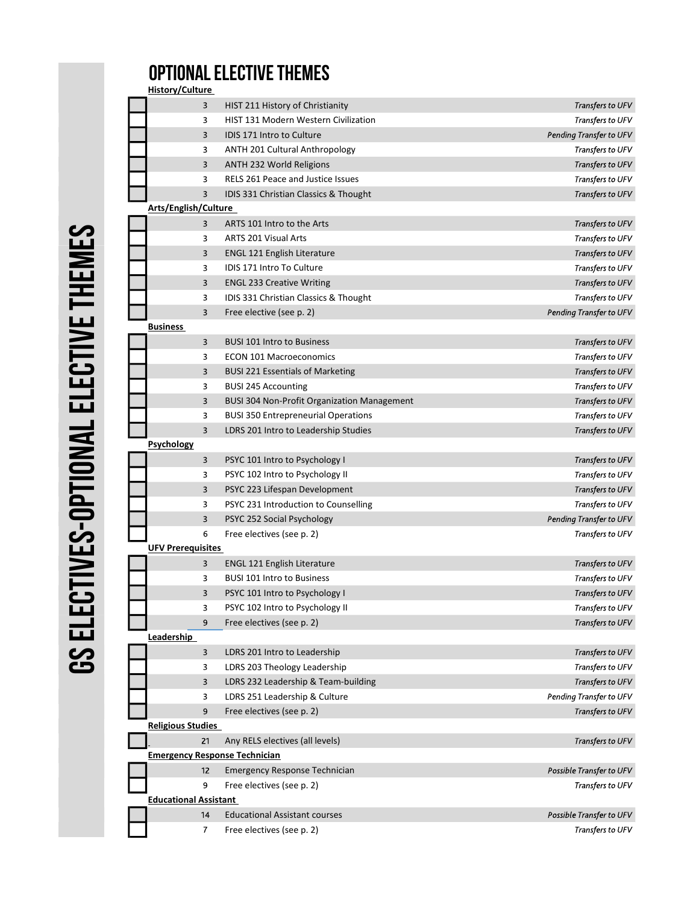# GS ELECTIVES-OPTIONAL ELECTIVE THEMES

## OPTIONAL ELECTIVE THEMES

**History/Culture**

| | | | |
|---|---|---|---|
| ☐ | 3 | HIST 211 History of Christianity | *Transfers to UFV* |
| ☐ | 3 | HIST 131 Modern Western Civilization | *Transfers to UFV* |
| ☐ | 3 | IDIS 171 Intro to Culture | *Pending Transfer to UFV* |
| ☐ | 3 | ANTH 201 Cultural Anthropology | *Transfers to UFV* |
| ☐ | 3 | ANTH 232 World Religions | *Transfers to UFV* |
| ☐ | 3 | RELS 261 Peace and Justice Issues | *Transfers to UFV* |
| ☐ | 3 | IDIS 331 Christian Classics & Thought | *Transfers to UFV* |

**Arts/English/Culture**

| | | | |
|---|---|---|---|
| ☐ | 3 | ARTS 101 Intro to the Arts | *Transfers to UFV* |
| ☐ | 3 | ARTS 201 Visual Arts | *Transfers to UFV* |
| ☐ | 3 | ENGL 121 English Literature | *Transfers to UFV* |
| ☐ | 3 | IDIS 171 Intro To Culture | *Transfers to UFV* |
| ☐ | 3 | ENGL 233 Creative Writing | *Transfers to UFV* |
| ☐ | 3 | IDIS 331 Christian Classics & Thought | *Transfers to UFV* |
| ☐ | 3 | Free elective (see p. 2) | *Pending Transfer to UFV* |

**Business**

| | | | |
|---|---|---|---|
| ☐ | 3 | BUSI 101 Intro to Business | *Transfers to UFV* |
| ☐ | 3 | ECON 101 Macroeconomics | *Transfers to UFV* |
| ☐ | 3 | BUSI 221 Essentials of Marketing | *Transfers to UFV* |
| ☐ | 3 | BUSI 245 Accounting | *Transfers to UFV* |
| ☐ | 3 | BUSI 304 Non-Profit Organization Management | *Transfers to UFV* |
| ☐ | 3 | BUSI 350 Entrepreneurial Operations | *Transfers to UFV* |
| ☐ | 3 | LDRS 201 Intro to Leadership Studies | *Transfers to UFV* |

**Psychology**

| | | | |
|---|---|---|---|
| ☐ | 3 | PSYC 101 Intro to Psychology I | *Transfers to UFV* |
| ☐ | 3 | PSYC 102 Intro to Psychology II | *Transfers to UFV* |
| ☐ | 3 | PSYC 223 Lifespan Development | *Transfers to UFV* |
| ☐ | 3 | PSYC 231 Introduction to Counselling | *Transfers to UFV* |
| ☐ | 3 | PSYC 252 Social Psychology | *Pending Transfer to UFV* |
| ☐ | 6 | Free electives (see p. 2) | *Transfers to UFV* |

**UFV Prerequisites**

| | | | |
|---|---|---|---|
| ☐ | 3 | ENGL 121 English Literature | *Transfers to UFV* |
| ☐ | 3 | BUSI 101 Intro to Business | *Transfers to UFV* |
| ☐ | 3 | PSYC 101 Intro to Psychology I | *Transfers to UFV* |
| ☐ | 3 | PSYC 102 Intro to Psychology II | *Transfers to UFV* |
| ☐ | 9 | Free electives (see p. 2) | *Transfers to UFV* |

**Leadership**

| | | | |
|---|---|---|---|
| ☐ | 3 | LDRS 201 Intro to Leadership | *Transfers to UFV* |
| ☐ | 3 | LDRS 203 Theology Leadership | *Transfers to UFV* |
| ☐ | 3 | LDRS 232 Leadership & Team-building | *Transfers to UFV* |
| ☐ | 3 | LDRS 251 Leadership & Culture | *Pending Transfer to UFV* |
| ☐ | 9 | Free electives (see p. 2) | *Transfers to UFV* |

**Religious Studies**

| | | | |
|---|---|---|---|
| ☐ | 21 | Any RELS electives (all levels) | *Transfers to UFV* |

**Emergency Response Technician**

| | | | |
|---|---|---|---|
| ☐ | 12 | Emergency Response Technician | *Possible Transfer to UFV* |
| ☐ | 9 | Free electives (see p. 2) | *Transfers to UFV* |

**Educational Assistant**

| | | | |
|---|---|---|---|
| ☐ | 14 | Educational Assistant courses | *Possible Transfer to UFV* |
| ☐ | 7 | Free electives (see p. 2) | *Transfers to UFV* |